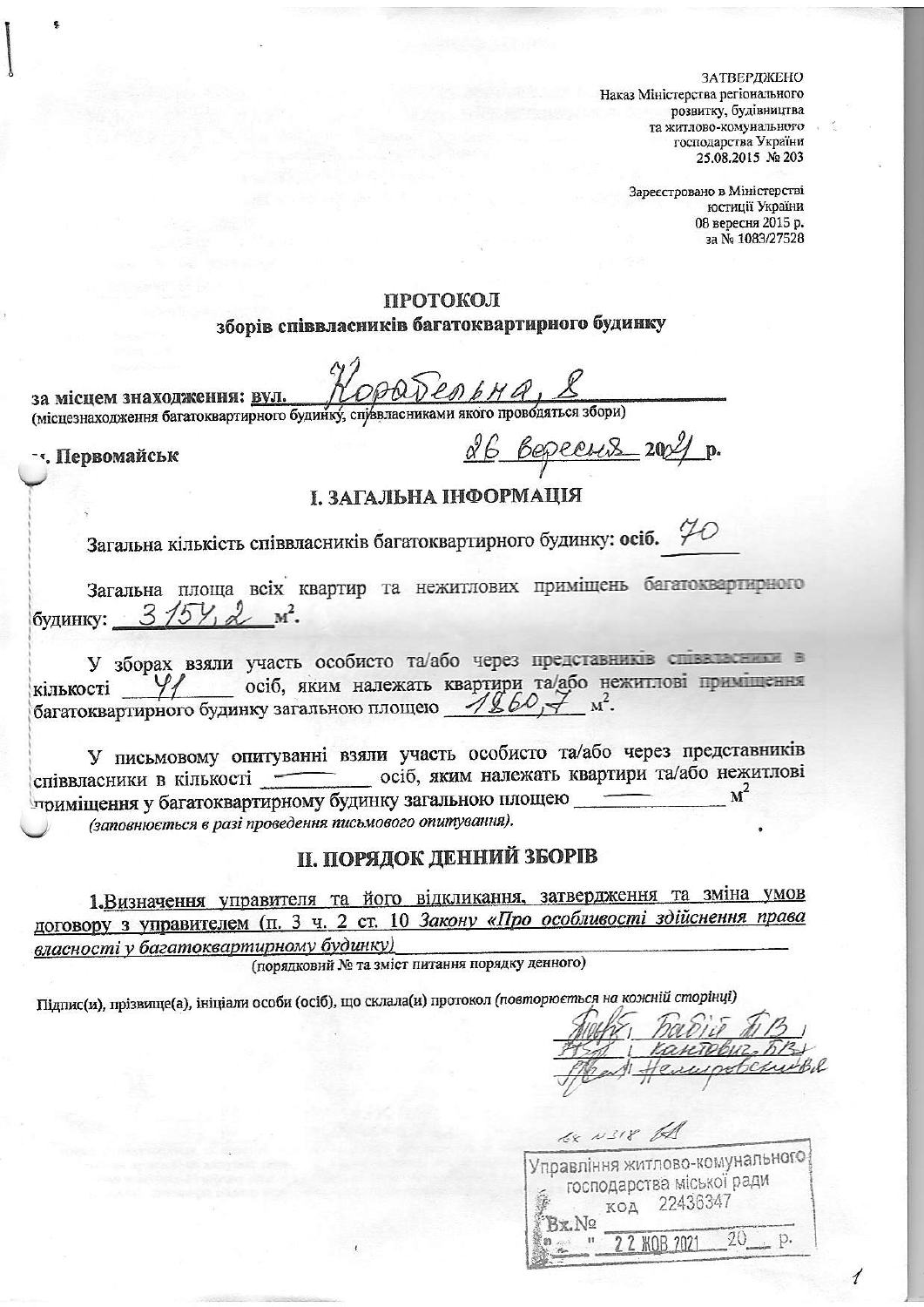ЗАТВЕРДЖЕНО
Наказ Міністерства регіонального розвитку, будівництва та житлово-комунального господарства України
25.08.2015 № 203

Зареєстровано в Міністерстві юстиції України
08 вересня 2015 р.
за № 1083/27528

# ПРОТОКОЛ
## зборів співвласників багатоквартирного будинку

**за місцем знаходження:** вул. Корабельна, 8
(місцезнаходження багатоквартирного будинку, співвласниками якого проводяться збори)

**м. Первомайськ** 26 вересня 2021 р.

## І. ЗАГАЛЬНА ІНФОРМАЦІЯ

Загальна кількість співвласників багатоквартирного будинку: **осіб.** 70

Загальна площа всіх квартир та нежитлових приміщень багатоквартирного будинку: 3154,2 м².

У зборах взяли участь особисто та/або через представників співвласники в кількості 41 осіб, яким належать квартири та/або нежитлові приміщення багатоквартирного будинку загальною площею 1860,7 м².

У письмовому опитуванні взяли участь особисто та/або через представників співвласники в кількості ——— осіб, яким належать квартири та/або нежитлові приміщення у багатоквартирному будинку загальною площею ——— м²
*(заповнюється в разі проведення письмового опитування).*

## II. ПОРЯДОК ДЕННИЙ ЗБОРІВ

1. Визначення управителя та його відкликання, затвердження та зміна умов договору з управителем (п. 3 ч. 2 ст. 10 *Закону «Про особливості здійснення права власності у багатоквартирному будинку»*)
(порядковий № та зміст питання порядку денного)

Підпис(и), прізвище(а), ініціали особи (осіб), що склала(и) протокол *(повторюється на кожній сторінці)*

Бабій Л.В.
Кантевич В.І.
Немировська В.В.

вх №318 БА

Управління житлово-комунального господарства міської ради
код 22436347
Вх.№ ______
" 22 ЖОВ 2021 20__ р.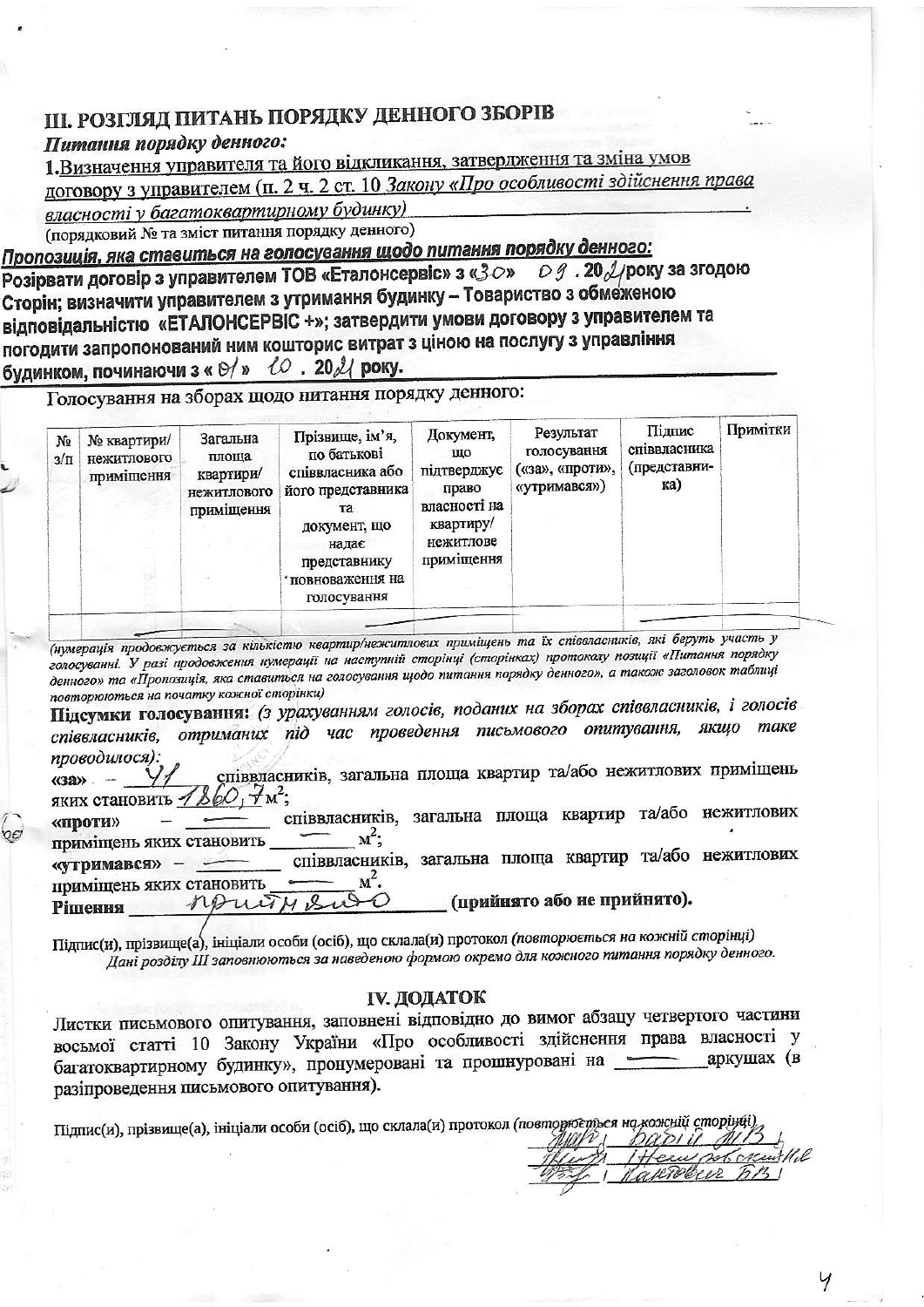## III. РОЗГЛЯД ПИТАНЬ ПОРЯДКУ ДЕННОГО ЗБОРІВ

***Питання порядку денного:***

1.<u>Визначення управителя та його відкликання, затвердження та зміна умов договору з управителем (п. 2 ч. 2 ст. 10 *Закону «Про особливості здійснення права власності у багатоквартирному будинку)*</u> .

(порядковий № та зміст питання порядку денного)

***<u>Пропозиція, яка ставиться на голосування щодо питання порядку денного:</u>***

**Розірвати договір з управителем ТОВ «Еталонсервіс» з «30» 09 . 2021 року за згодою Сторін; визначити управителем з утримання будинку – Товариство з обмеженою відповідальністю «ЕТАЛОНСЕРВІС +»; затвердити умови договору з управителем та погодити запропонований ним кошторис витрат з ціною на послугу з управління будинком, починаючи з « 01 » 10 . 2021 року.**

Голосування на зборах щодо питання порядку денного:

| № з/п | № квартири/ нежитлового приміщення | Загальна площа квартири/ нежитлового приміщення | Прізвище, ім'я, по батькові співвласника або його представника та документ, що надає представнику повноваження на голосування | Документ, що підтверджує право власності на квартиру/ нежитлове приміщення | Результат голосування («за», «проти», «утримався») | Підпис співвласника (представника) | Примітки |
|---|---|---|---|---|---|---|---|
| | | | | | | | |

*(нумерація продовжується за кількістю квартир/нежитлових приміщень та їх співвласників, які беруть участь у голосуванні. У разі продовження нумерації на наступній сторінці (сторінках) протоколу позиції «Питання порядку денного» та «Пропозиція, яка ставиться на голосування щодо питання порядку денного», а також заголовок таблиці повторюються на початку кожної сторінки)*

**Підсумки голосування:** *(з урахуванням голосів, поданих на зборах співвласників, і голосів співвласників, отриманих під час проведення письмового опитування, якщо таке проводилося)*:

**«за»** – 41 співвласників, загальна площа квартир та/або нежитлових приміщень яких становить 1860,7 м²;

**«проти»** – ——— співвласників, загальна площа квартир та/або нежитлових приміщень яких становить ——— м²;

**«утримався»** – ——— співвласників, загальна площа квартир та/або нежитлових приміщень яких становить ——— м².

**Рішення** прийнято **(прийнято або не прийнято).**

Підпис(и), прізвище(а), ініціали особи (осіб), що склала(и) протокол *(повторюється на кожній сторінці)*

*Дані розділу III заповнюються за наведеною формою окремо для кожного питання порядку денного.*

## IV. ДОДАТОК

Листки письмового опитування, заповнені відповідно до вимог абзацу четвертого частини восьмої статті 10 Закону України «Про особливості здійснення права власності у багатоквартирному будинку», пронумеровані та прошнуровані на ——— аркушах (в разі проведення письмового опитування).

Підпис(и), прізвище(а), ініціали особи (осіб), що склала(и) протокол *(повторюється на кожній сторінці)*

Барій М.В.
Немировський М.В.
Кантоєнко В.В.